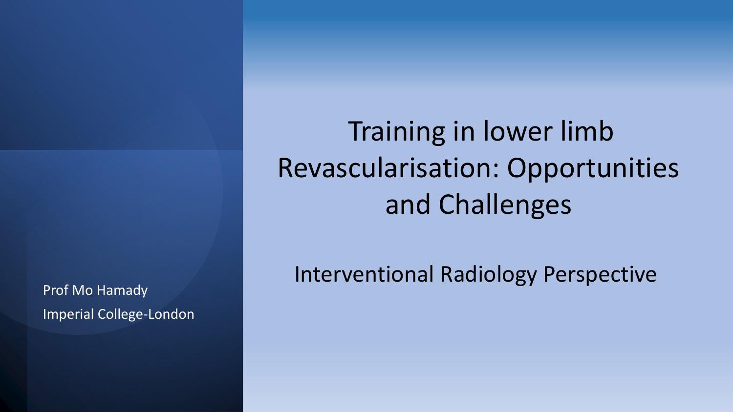# Training in lower limb Revascularisation: Opportunities and Challenges

## Interventional Radiology Perspective

Prof Mo Hamady

Imperial College-London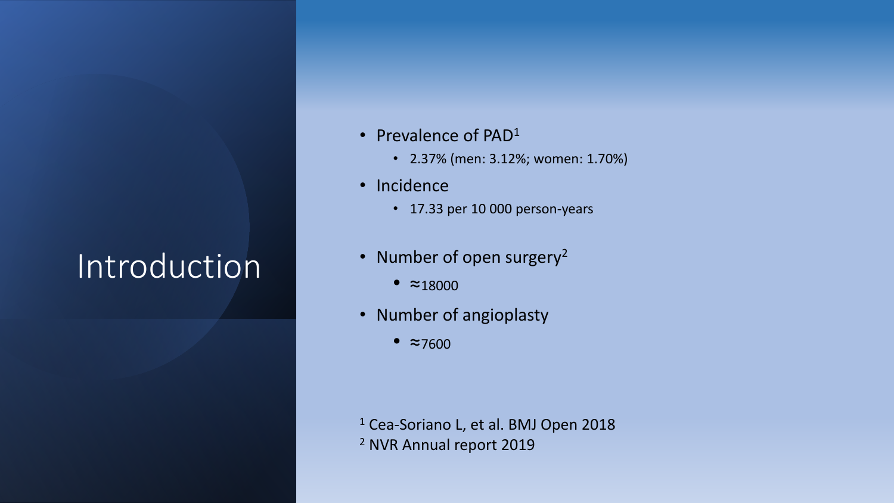# Introduction

- Prevalence of PAD[1]
  - 2.37% (men: 3.12%; women: 1.70%)
- Incidence
  - 17.33 per 10 000 person-years
- Number of open surgery[2]
  - ≈18000
- Number of angioplasty
  - ≈7600

[1] Cea-Soriano L, et al. BMJ Open 2018
[2] NVR Annual report 2019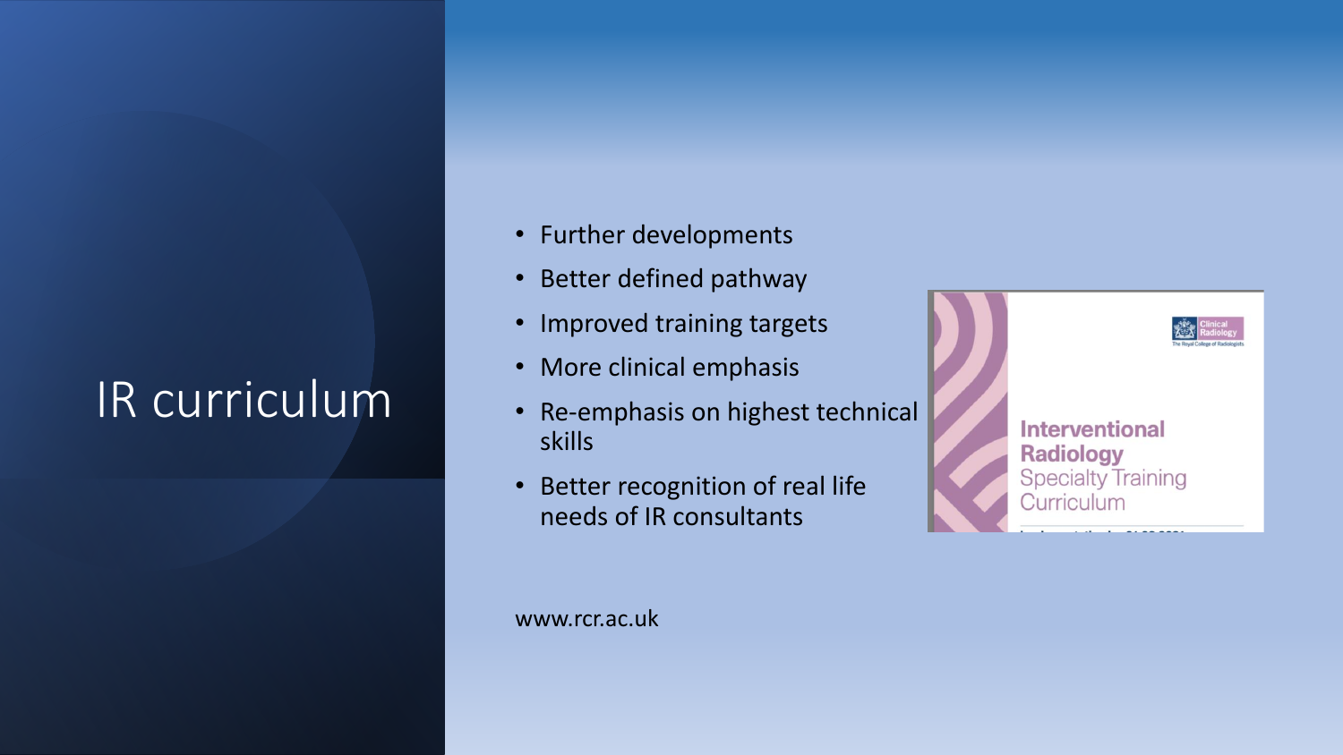# IR curriculum

- Further developments
- Better defined pathway
- Improved training targets
- More clinical emphasis
- Re-emphasis on highest technical skills
- Better recognition of real life needs of IR consultants

Interventional Radiology Specialty Training Curriculum

www.rcr.ac.uk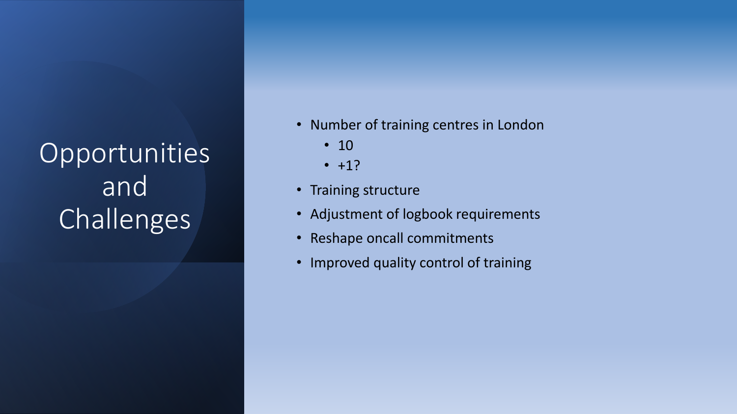# Opportunities and Challenges

- Number of training centres in London
  - 10
  - +1?
- Training structure
- Adjustment of logbook requirements
- Reshape oncall commitments
- Improved quality control of training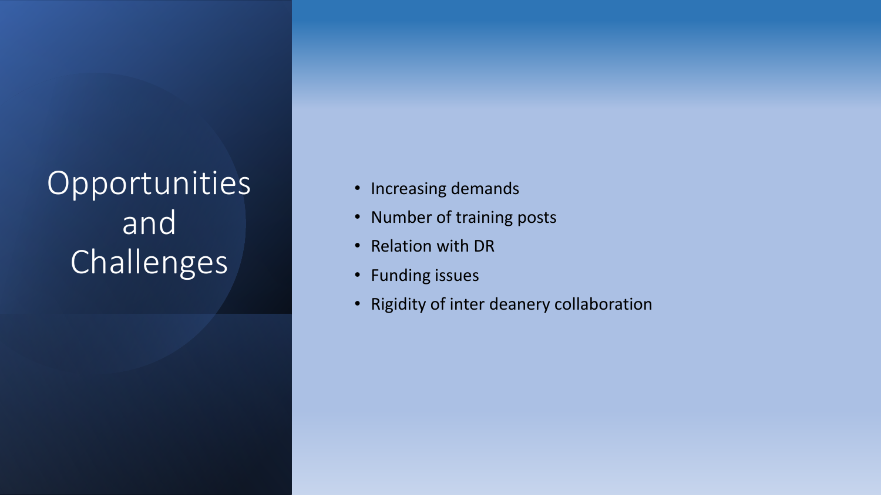# Opportunities and Challenges

- Increasing demands
- Number of training posts
- Relation with DR
- Funding issues
- Rigidity of inter deanery collaboration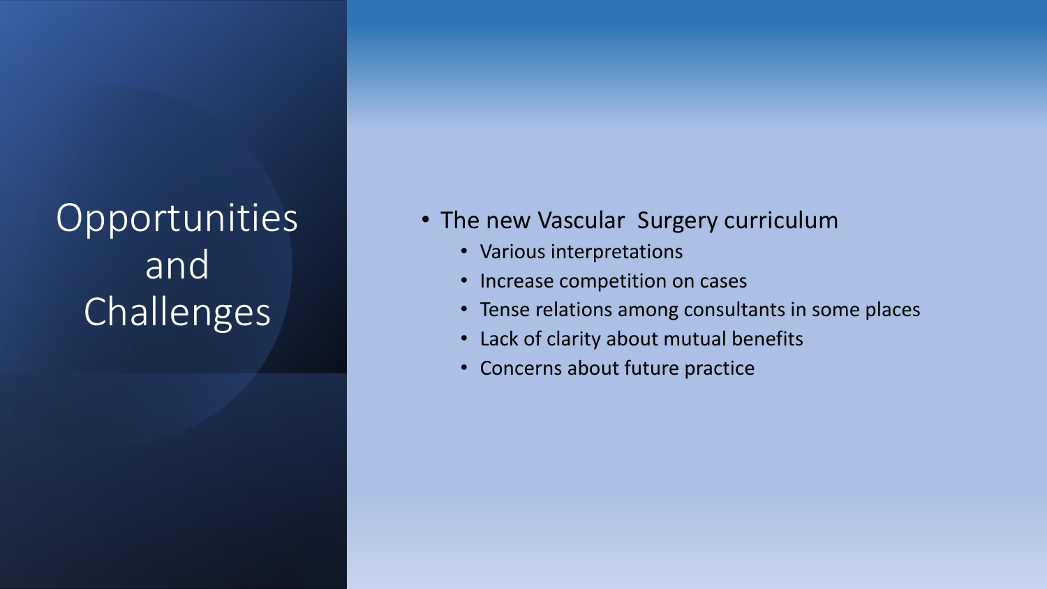# Opportunities and Challenges

- The new Vascular  Surgery curriculum
  - Various interpretations
  - Increase competition on cases
  - Tense relations among consultants in some places
  - Lack of clarity about mutual benefits
  - Concerns about future practice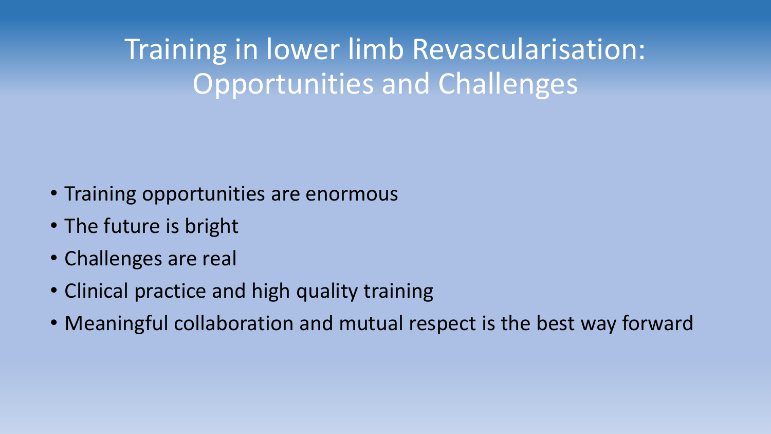# Training in lower limb Revascularisation: Opportunities and Challenges

- Training opportunities are enormous
- The future is bright
- Challenges are real
- Clinical practice and high quality training
- Meaningful collaboration and mutual respect is the best way forward